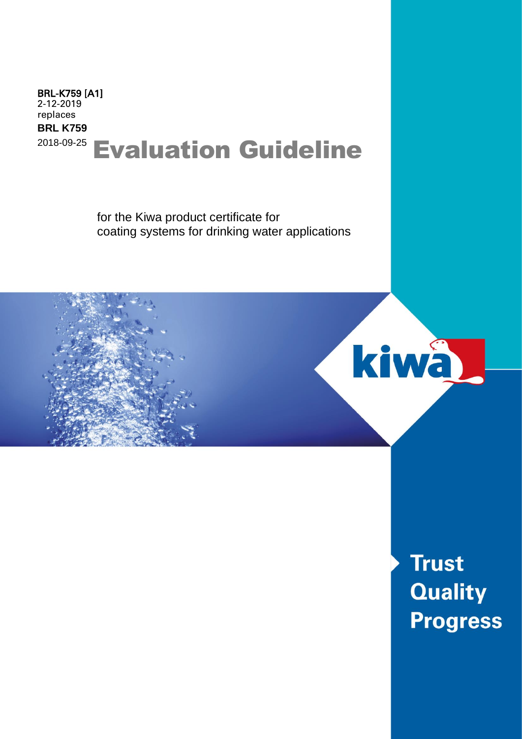**BRL-K759 [A1]**
2-12-2019
replaces
**BRL K759**
2018-09-25

# Evaluation Guideline

for the Kiwa product certificate for
coating systems for drinking water applications

kiwa

**Trust**
**Quality**
**Progress**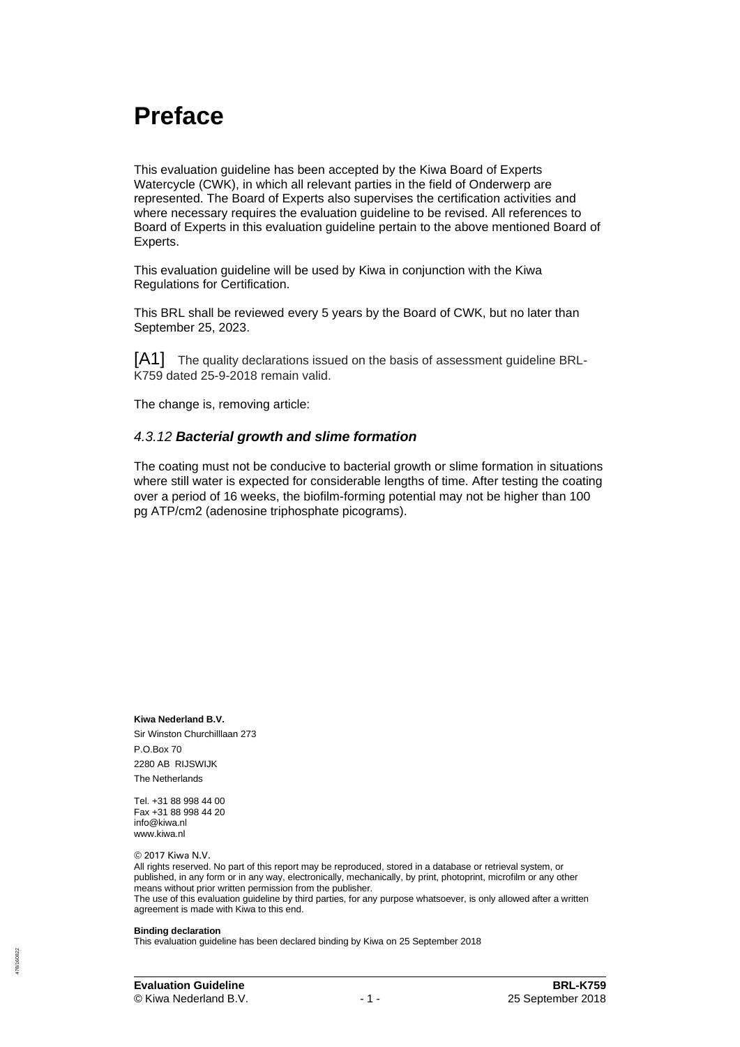# Preface

This evaluation guideline has been accepted by the Kiwa Board of Experts Watercycle (CWK), in which all relevant parties in the field of Onderwerp are represented. The Board of Experts also supervises the certification activities and where necessary requires the evaluation guideline to be revised. All references to Board of Experts in this evaluation guideline pertain to the above mentioned Board of Experts.

This evaluation guideline will be used by Kiwa in conjunction with the Kiwa Regulations for Certification.

This BRL shall be reviewed every 5 years by the Board of CWK, but no later than September 25, 2023.

[A1] The quality declarations issued on the basis of assessment guideline BRL-K759 dated 25-9-2018 remain valid.

The change is, removing article:

### *4.3.12* ***Bacterial growth and slime formation***

The coating must not be conducive to bacterial growth or slime formation in situations where still water is expected for considerable lengths of time. After testing the coating over a period of 16 weeks, the biofilm-forming potential may not be higher than 100 pg ATP/cm2 (adenosine triphosphate picograms).

**Kiwa Nederland B.V.**
Sir Winston Churchilllaan 273
P.O.Box 70
2280 AB RIJSWIJK
The Netherlands

Tel. +31 88 998 44 00
Fax +31 88 998 44 20
info@kiwa.nl
www.kiwa.nl

© 2017 Kiwa N.V.
All rights reserved. No part of this report may be reproduced, stored in a database or retrieval system, or published, in any form or in any way, electronically, mechanically, by print, photoprint, microfilm or any other means without prior written permission from the publisher.
The use of this evaluation guideline by third parties, for any purpose whatsoever, is only allowed after a written agreement is made with Kiwa to this end.

**Binding declaration**
This evaluation guideline has been declared binding by Kiwa on 25 September 2018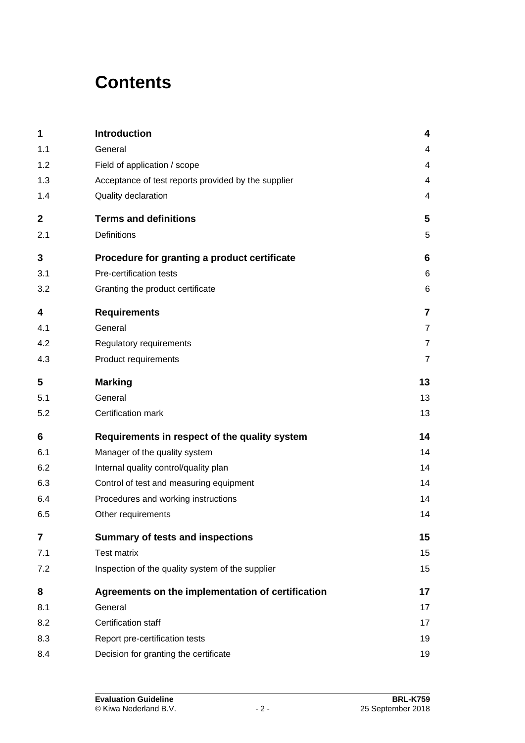# Contents

| | | |
|---|---|---|
| **1** | **Introduction** | **4** |
| 1.1 | General | 4 |
| 1.2 | Field of application / scope | 4 |
| 1.3 | Acceptance of test reports provided by the supplier | 4 |
| 1.4 | Quality declaration | 4 |
| **2** | **Terms and definitions** | **5** |
| 2.1 | Definitions | 5 |
| **3** | **Procedure for granting a product certificate** | **6** |
| 3.1 | Pre-certification tests | 6 |
| 3.2 | Granting the product certificate | 6 |
| **4** | **Requirements** | **7** |
| 4.1 | General | 7 |
| 4.2 | Regulatory requirements | 7 |
| 4.3 | Product requirements | 7 |
| **5** | **Marking** | **13** |
| 5.1 | General | 13 |
| 5.2 | Certification mark | 13 |
| **6** | **Requirements in respect of the quality system** | **14** |
| 6.1 | Manager of the quality system | 14 |
| 6.2 | Internal quality control/quality plan | 14 |
| 6.3 | Control of test and measuring equipment | 14 |
| 6.4 | Procedures and working instructions | 14 |
| 6.5 | Other requirements | 14 |
| **7** | **Summary of tests and inspections** | **15** |
| 7.1 | Test matrix | 15 |
| 7.2 | Inspection of the quality system of the supplier | 15 |
| **8** | **Agreements on the implementation of certification** | **17** |
| 8.1 | General | 17 |
| 8.2 | Certification staff | 17 |
| 8.3 | Report pre-certification tests | 19 |
| 8.4 | Decision for granting the certificate | 19 |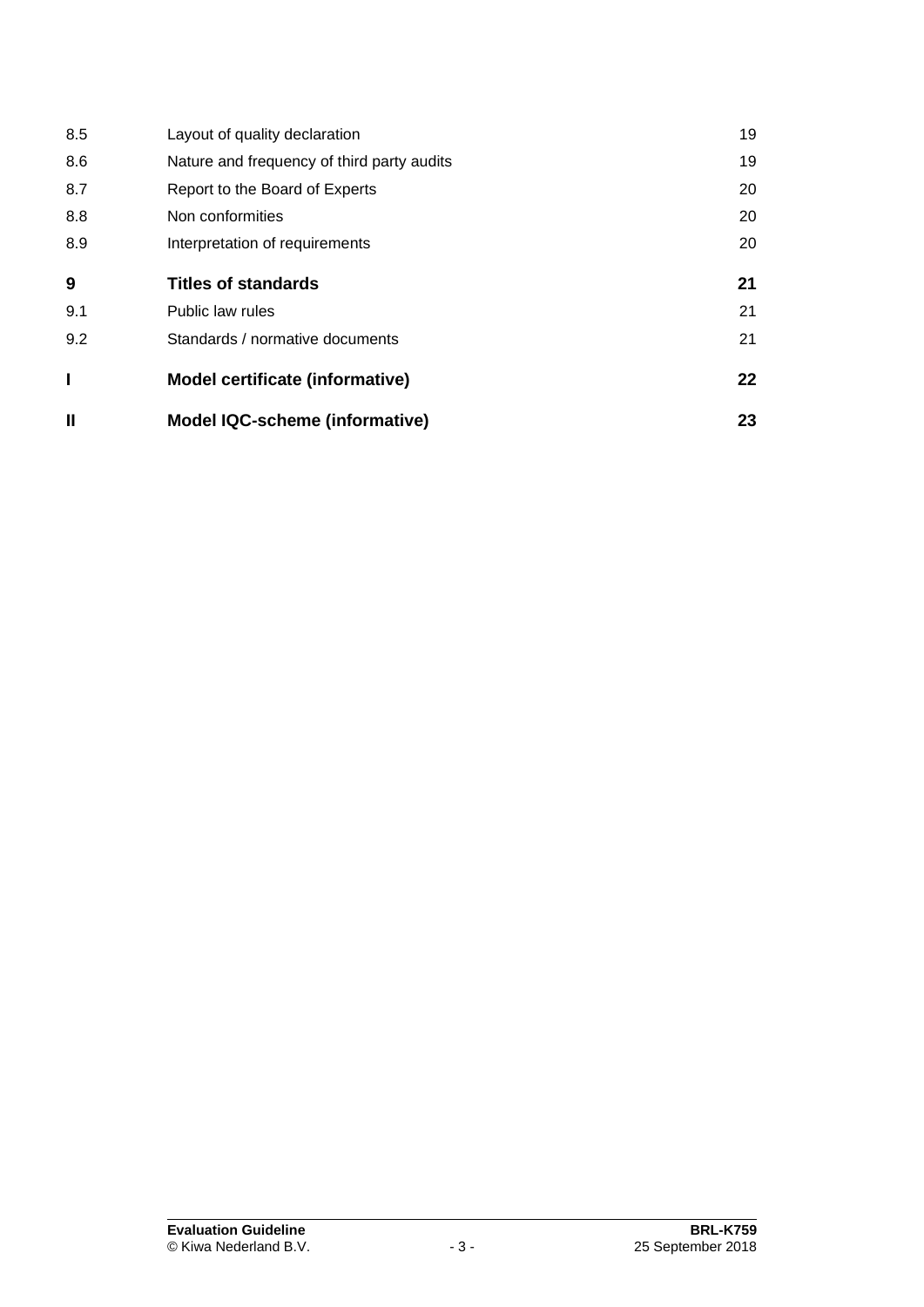| | | |
|---|---|---|
| 8.5 | Layout of quality declaration | 19 |
| 8.6 | Nature and frequency of third party audits | 19 |
| 8.7 | Report to the Board of Experts | 20 |
| 8.8 | Non conformities | 20 |
| 8.9 | Interpretation of requirements | 20 |
| **9** | **Titles of standards** | **21** |
| 9.1 | Public law rules | 21 |
| 9.2 | Standards / normative documents | 21 |
| **I** | **Model certificate (informative)** | **22** |
| **II** | **Model IQC-scheme (informative)** | **23** |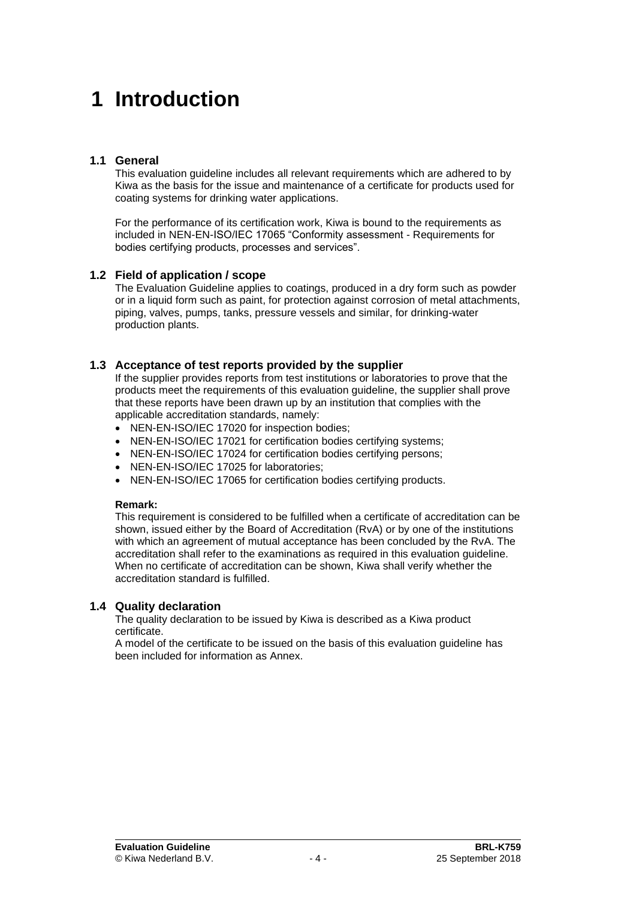# 1 Introduction

## 1.1 General

This evaluation guideline includes all relevant requirements which are adhered to by Kiwa as the basis for the issue and maintenance of a certificate for products used for coating systems for drinking water applications.

For the performance of its certification work, Kiwa is bound to the requirements as included in NEN-EN-ISO/IEC 17065 “Conformity assessment - Requirements for bodies certifying products, processes and services”.

## 1.2 Field of application / scope

The Evaluation Guideline applies to coatings, produced in a dry form such as powder or in a liquid form such as paint, for protection against corrosion of metal attachments, piping, valves, pumps, tanks, pressure vessels and similar, for drinking-water production plants.

## 1.3 Acceptance of test reports provided by the supplier

If the supplier provides reports from test institutions or laboratories to prove that the products meet the requirements of this evaluation guideline, the supplier shall prove that these reports have been drawn up by an institution that complies with the applicable accreditation standards, namely:

- NEN-EN-ISO/IEC 17020 for inspection bodies;
- NEN-EN-ISO/IEC 17021 for certification bodies certifying systems;
- NEN-EN-ISO/IEC 17024 for certification bodies certifying persons;
- NEN-EN-ISO/IEC 17025 for laboratories;
- NEN-EN-ISO/IEC 17065 for certification bodies certifying products.

**Remark:**

This requirement is considered to be fulfilled when a certificate of accreditation can be shown, issued either by the Board of Accreditation (RvA) or by one of the institutions with which an agreement of mutual acceptance has been concluded by the RvA. The accreditation shall refer to the examinations as required in this evaluation guideline. When no certificate of accreditation can be shown, Kiwa shall verify whether the accreditation standard is fulfilled.

## 1.4 Quality declaration

The quality declaration to be issued by Kiwa is described as a Kiwa product certificate.

A model of the certificate to be issued on the basis of this evaluation guideline has been included for information as Annex.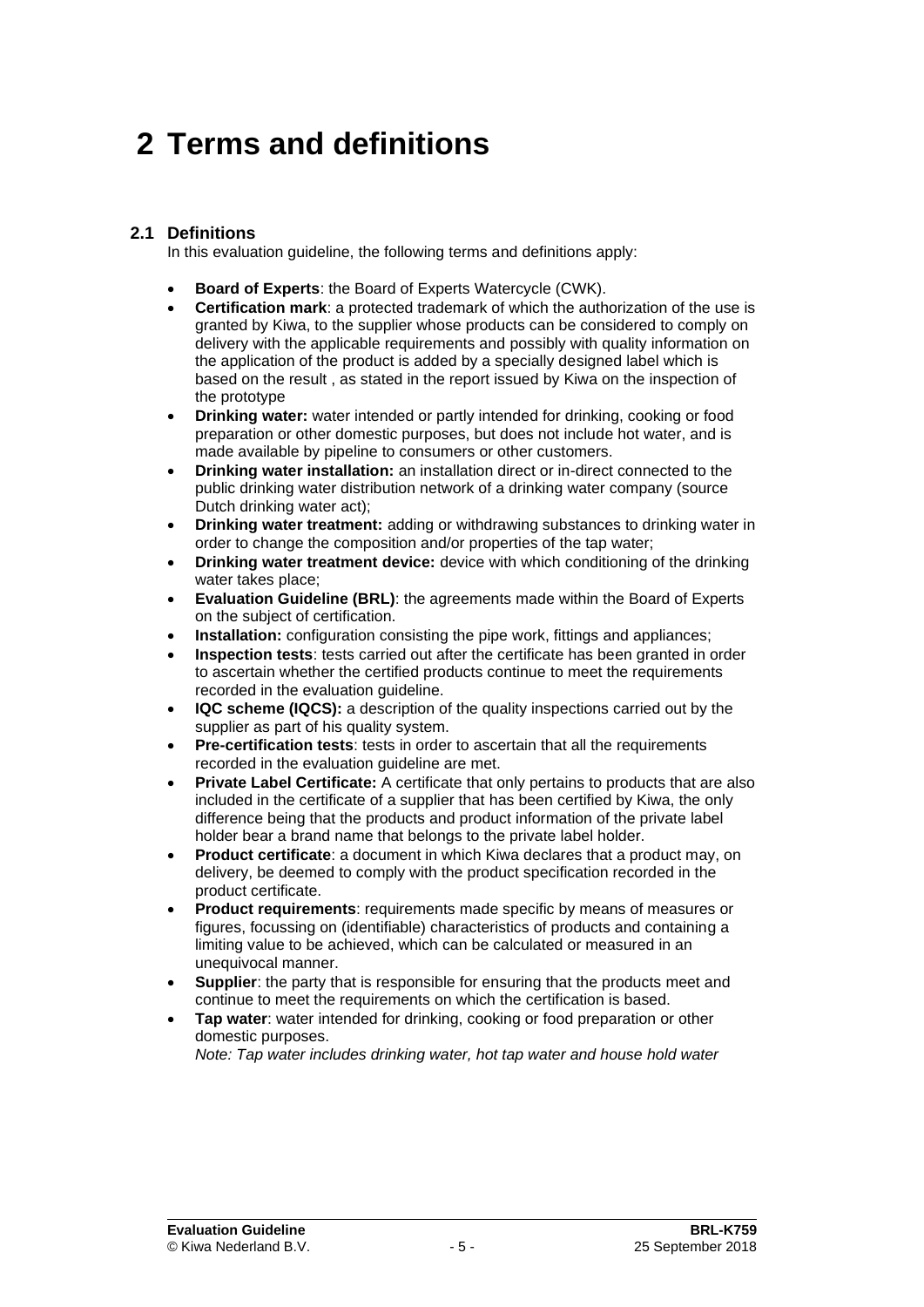# 2 Terms and definitions

## 2.1 Definitions

In this evaluation guideline, the following terms and definitions apply:

- **Board of Experts**: the Board of Experts Watercycle (CWK).
- **Certification mark**: a protected trademark of which the authorization of the use is granted by Kiwa, to the supplier whose products can be considered to comply on delivery with the applicable requirements and possibly with quality information on the application of the product is added by a specially designed label which is based on the result , as stated in the report issued by Kiwa on the inspection of the prototype
- **Drinking water:** water intended or partly intended for drinking, cooking or food preparation or other domestic purposes, but does not include hot water, and is made available by pipeline to consumers or other customers.
- **Drinking water installation:** an installation direct or in-direct connected to the public drinking water distribution network of a drinking water company (source Dutch drinking water act);
- **Drinking water treatment:** adding or withdrawing substances to drinking water in order to change the composition and/or properties of the tap water;
- **Drinking water treatment device:** device with which conditioning of the drinking water takes place;
- **Evaluation Guideline (BRL)**: the agreements made within the Board of Experts on the subject of certification.
- **Installation:** configuration consisting the pipe work, fittings and appliances;
- **Inspection tests**: tests carried out after the certificate has been granted in order to ascertain whether the certified products continue to meet the requirements recorded in the evaluation guideline.
- **IQC scheme (IQCS):** a description of the quality inspections carried out by the supplier as part of his quality system.
- **Pre-certification tests**: tests in order to ascertain that all the requirements recorded in the evaluation guideline are met.
- **Private Label Certificate:** A certificate that only pertains to products that are also included in the certificate of a supplier that has been certified by Kiwa, the only difference being that the products and product information of the private label holder bear a brand name that belongs to the private label holder.
- **Product certificate**: a document in which Kiwa declares that a product may, on delivery, be deemed to comply with the product specification recorded in the product certificate.
- **Product requirements**: requirements made specific by means of measures or figures, focussing on (identifiable) characteristics of products and containing a limiting value to be achieved, which can be calculated or measured in an unequivocal manner.
- **Supplier**: the party that is responsible for ensuring that the products meet and continue to meet the requirements on which the certification is based.
- **Tap water**: water intended for drinking, cooking or food preparation or other domestic purposes.
  *Note: Tap water includes drinking water, hot tap water and house hold water*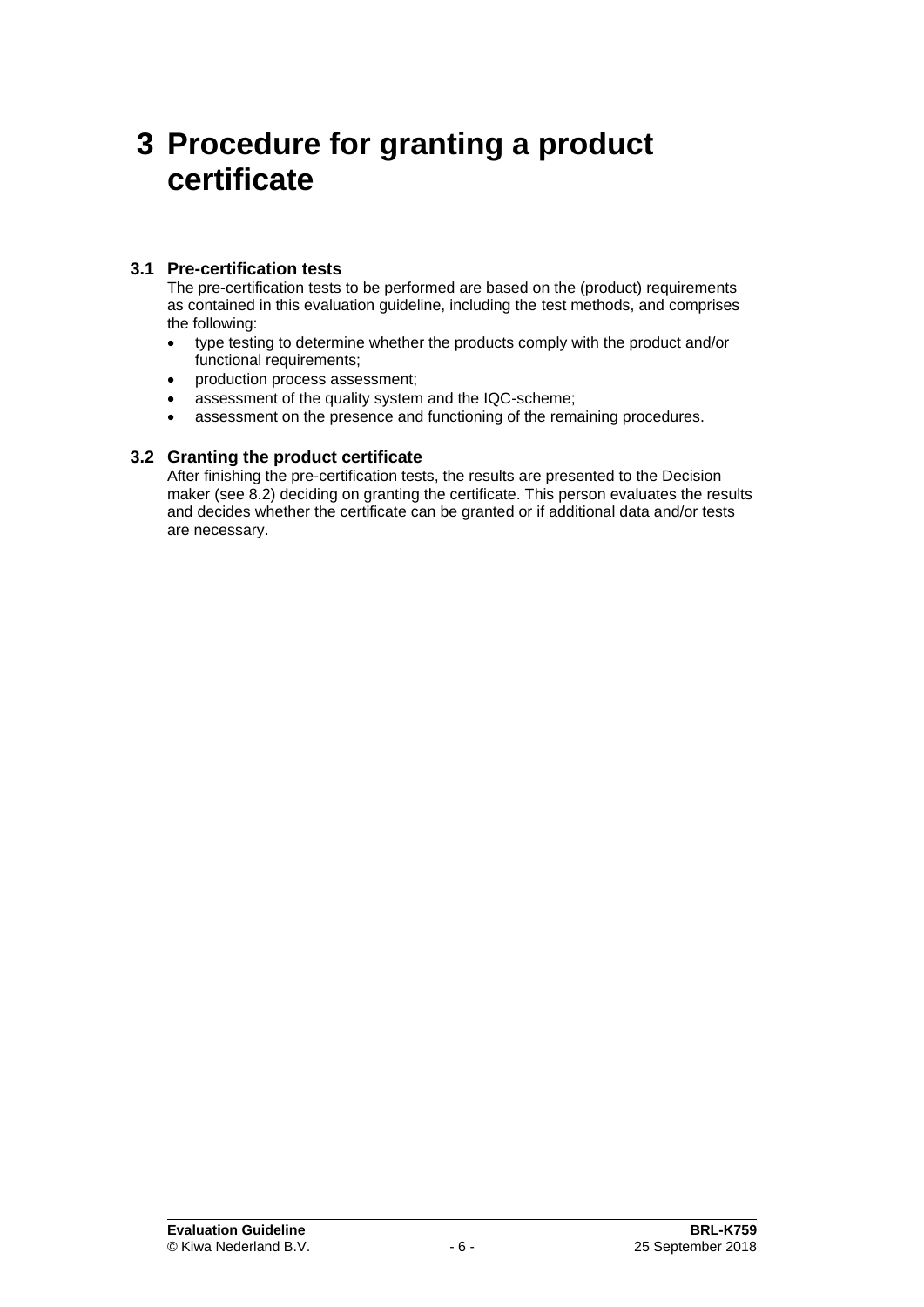# 3 Procedure for granting a product certificate

## 3.1 Pre-certification tests

The pre-certification tests to be performed are based on the (product) requirements as contained in this evaluation guideline, including the test methods, and comprises the following:

- type testing to determine whether the products comply with the product and/or functional requirements;
- production process assessment;
- assessment of the quality system and the IQC-scheme;
- assessment on the presence and functioning of the remaining procedures.

## 3.2 Granting the product certificate

After finishing the pre-certification tests, the results are presented to the Decision maker (see 8.2) deciding on granting the certificate. This person evaluates the results and decides whether the certificate can be granted or if additional data and/or tests are necessary.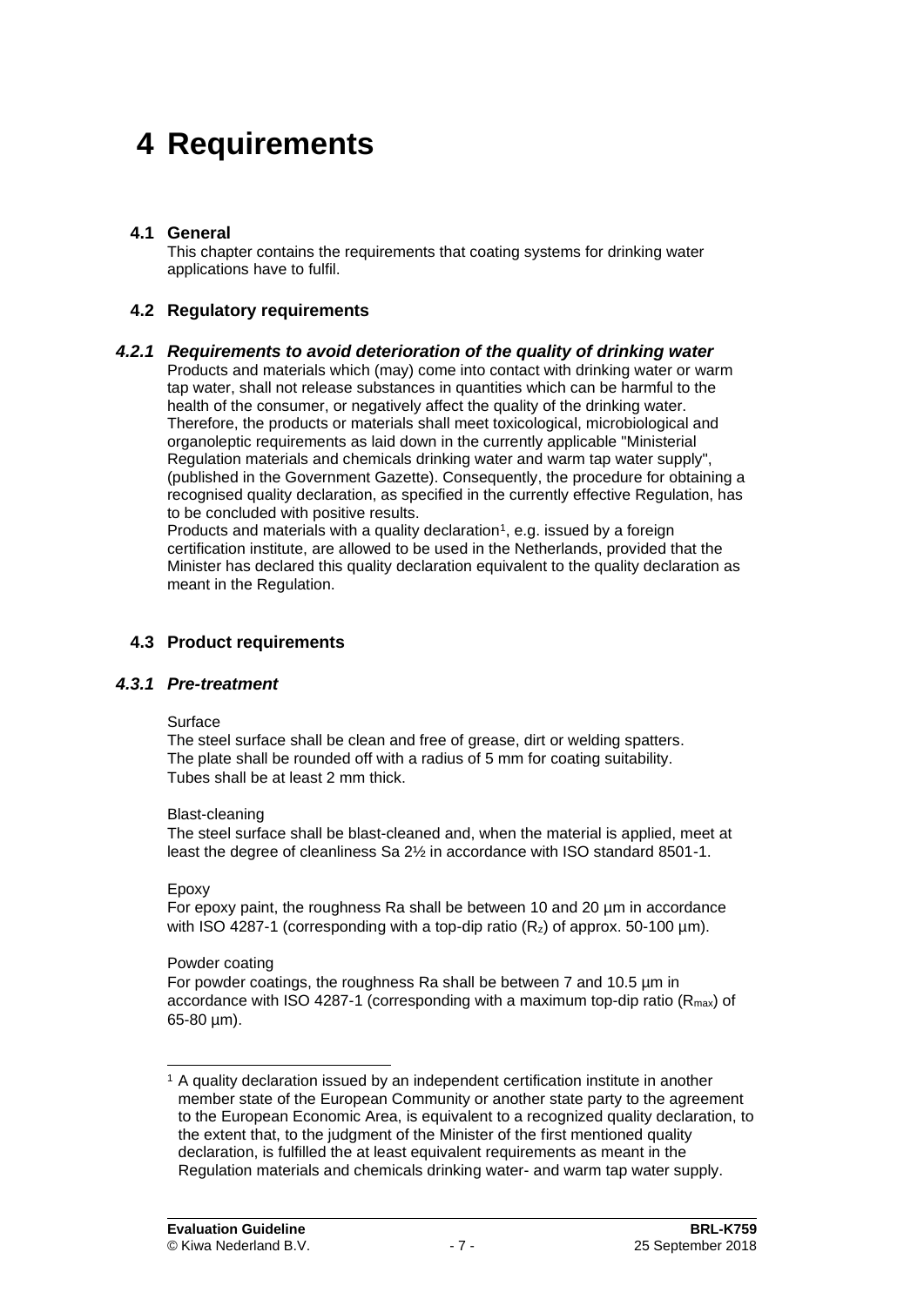# 4 Requirements

## 4.1 General

This chapter contains the requirements that coating systems for drinking water applications have to fulfil.

## 4.2 Regulatory requirements

### *4.2.1 Requirements to avoid deterioration of the quality of drinking water*

Products and materials which (may) come into contact with drinking water or warm tap water, shall not release substances in quantities which can be harmful to the health of the consumer, or negatively affect the quality of the drinking water. Therefore, the products or materials shall meet toxicological, microbiological and organoleptic requirements as laid down in the currently applicable "Ministerial Regulation materials and chemicals drinking water and warm tap water supply", (published in the Government Gazette). Consequently, the procedure for obtaining a recognised quality declaration, as specified in the currently effective Regulation, has to be concluded with positive results.

Products and materials with a quality declaration[1], e.g. issued by a foreign certification institute, are allowed to be used in the Netherlands, provided that the Minister has declared this quality declaration equivalent to the quality declaration as meant in the Regulation.

## 4.3 Product requirements

### *4.3.1 Pre-treatment*

Surface

The steel surface shall be clean and free of grease, dirt or welding spatters.
The plate shall be rounded off with a radius of 5 mm for coating suitability.
Tubes shall be at least 2 mm thick.

Blast-cleaning

The steel surface shall be blast-cleaned and, when the material is applied, meet at least the degree of cleanliness Sa 2½ in accordance with ISO standard 8501-1.

Epoxy

For epoxy paint, the roughness Ra shall be between 10 and 20 µm in accordance with ISO 4287-1 (corresponding with a top-dip ratio ($R_z$) of approx. 50-100 µm).

Powder coating

For powder coatings, the roughness Ra shall be between 7 and 10.5 µm in accordance with ISO 4287-1 (corresponding with a maximum top-dip ratio ($R_{max}$) of 65-80 µm).

---

[1] A quality declaration issued by an independent certification institute in another member state of the European Community or another state party to the agreement to the European Economic Area, is equivalent to a recognized quality declaration, to the extent that, to the judgment of the Minister of the first mentioned quality declaration, is fulfilled the at least equivalent requirements as meant in the Regulation materials and chemicals drinking water- and warm tap water supply.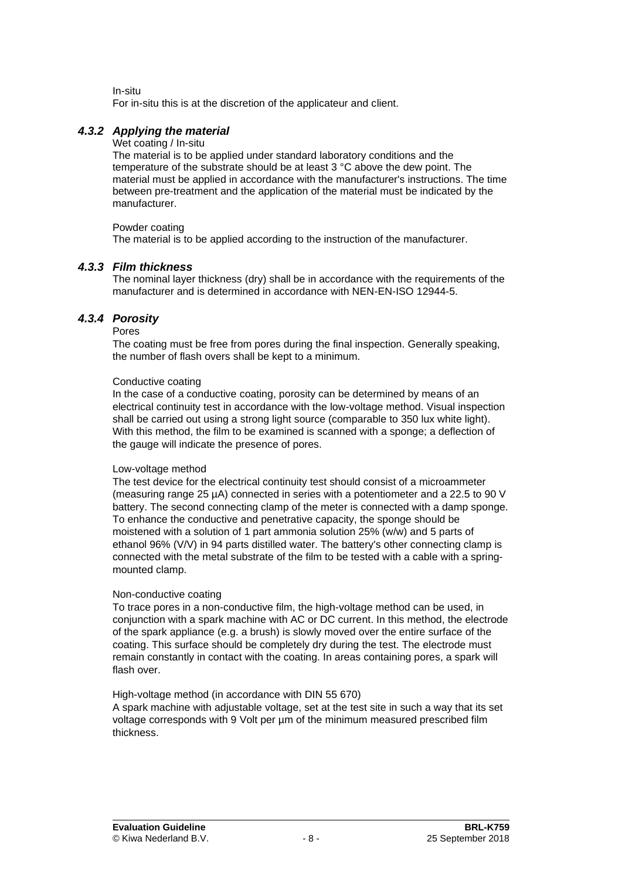In-situ

For in-situ this is at the discretion of the applicateur and client.

### *4.3.2 Applying the material*

Wet coating / In-situ

The material is to be applied under standard laboratory conditions and the temperature of the substrate should be at least 3 °C above the dew point. The material must be applied in accordance with the manufacturer's instructions. The time between pre-treatment and the application of the material must be indicated by the manufacturer.

Powder coating

The material is to be applied according to the instruction of the manufacturer.

### *4.3.3 Film thickness*

The nominal layer thickness (dry) shall be in accordance with the requirements of the manufacturer and is determined in accordance with NEN-EN-ISO 12944-5.

### *4.3.4 Porosity*

Pores

The coating must be free from pores during the final inspection. Generally speaking, the number of flash overs shall be kept to a minimum.

Conductive coating

In the case of a conductive coating, porosity can be determined by means of an electrical continuity test in accordance with the low-voltage method. Visual inspection shall be carried out using a strong light source (comparable to 350 lux white light). With this method, the film to be examined is scanned with a sponge; a deflection of the gauge will indicate the presence of pores.

Low-voltage method

The test device for the electrical continuity test should consist of a microammeter (measuring range 25 µA) connected in series with a potentiometer and a 22.5 to 90 V battery. The second connecting clamp of the meter is connected with a damp sponge. To enhance the conductive and penetrative capacity, the sponge should be moistened with a solution of 1 part ammonia solution 25% (w/w) and 5 parts of ethanol 96% (V/V) in 94 parts distilled water. The battery's other connecting clamp is connected with the metal substrate of the film to be tested with a cable with a spring-mounted clamp.

Non-conductive coating

To trace pores in a non-conductive film, the high-voltage method can be used, in conjunction with a spark machine with AC or DC current. In this method, the electrode of the spark appliance (e.g. a brush) is slowly moved over the entire surface of the coating. This surface should be completely dry during the test. The electrode must remain constantly in contact with the coating. In areas containing pores, a spark will flash over.

High-voltage method (in accordance with DIN 55 670)

A spark machine with adjustable voltage, set at the test site in such a way that its set voltage corresponds with 9 Volt per µm of the minimum measured prescribed film thickness.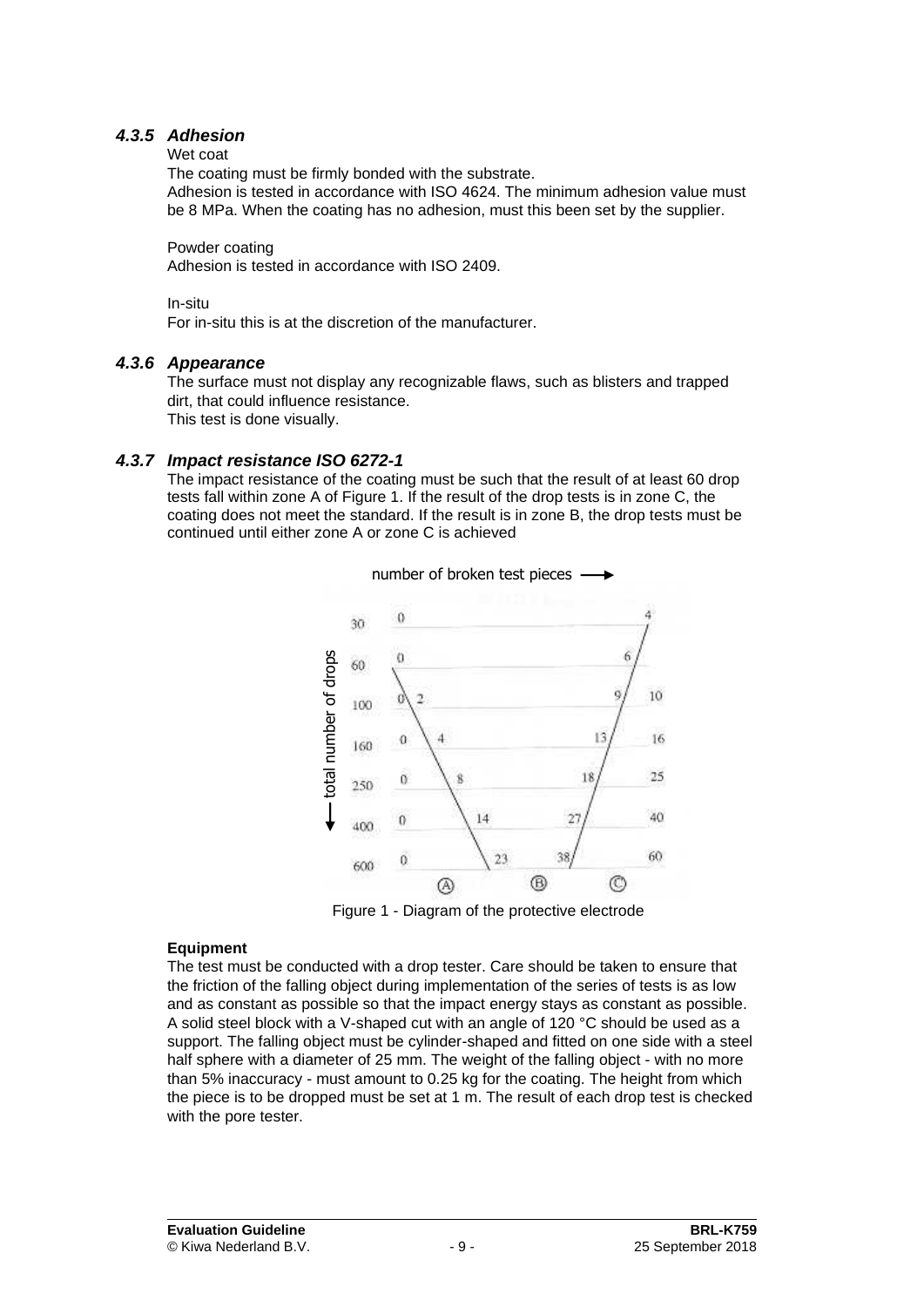### *4.3.5 Adhesion*

Wet coat

The coating must be firmly bonded with the substrate.
Adhesion is tested in accordance with ISO 4624. The minimum adhesion value must be 8 MPa. When the coating has no adhesion, must this been set by the supplier.

Powder coating

Adhesion is tested in accordance with ISO 2409.

In-situ

For in-situ this is at the discretion of the manufacturer.

### *4.3.6 Appearance*

The surface must not display any recognizable flaws, such as blisters and trapped dirt, that could influence resistance.
This test is done visually.

### *4.3.7 Impact resistance ISO 6272-1*

The impact resistance of the coating must be such that the result of at least 60 drop tests fall within zone A of Figure 1. If the result of the drop tests is in zone C, the coating does not meet the standard. If the result is in zone B, the drop tests must be continued until either zone A or zone C is achieved

| total number of drops | number of broken test pieces (A/B boundary) | (B/C boundary) | (C) |
|---|---|---|---|
| 30 | 0 | 4 | |
| 60 | 0 | 6 | |
| 100 | 0 / 2 | 9 | 10 |
| 160 | 0 / 4 | 13 | 16 |
| 250 | 0 / 8 | 18 | 25 |
| 400 | 0 / 14 | 27 | 40 |
| 600 | 0 / 23 | 38 | 60 |

Zones: Ⓐ Ⓑ Ⓒ

Figure 1 - Diagram of the protective electrode

**Equipment**

The test must be conducted with a drop tester. Care should be taken to ensure that the friction of the falling object during implementation of the series of tests is as low and as constant as possible so that the impact energy stays as constant as possible. A solid steel block with a V-shaped cut with an angle of 120 °C should be used as a support. The falling object must be cylinder-shaped and fitted on one side with a steel half sphere with a diameter of 25 mm. The weight of the falling object - with no more than 5% inaccuracy - must amount to 0.25 kg for the coating. The height from which the piece is to be dropped must be set at 1 m. The result of each drop test is checked with the pore tester.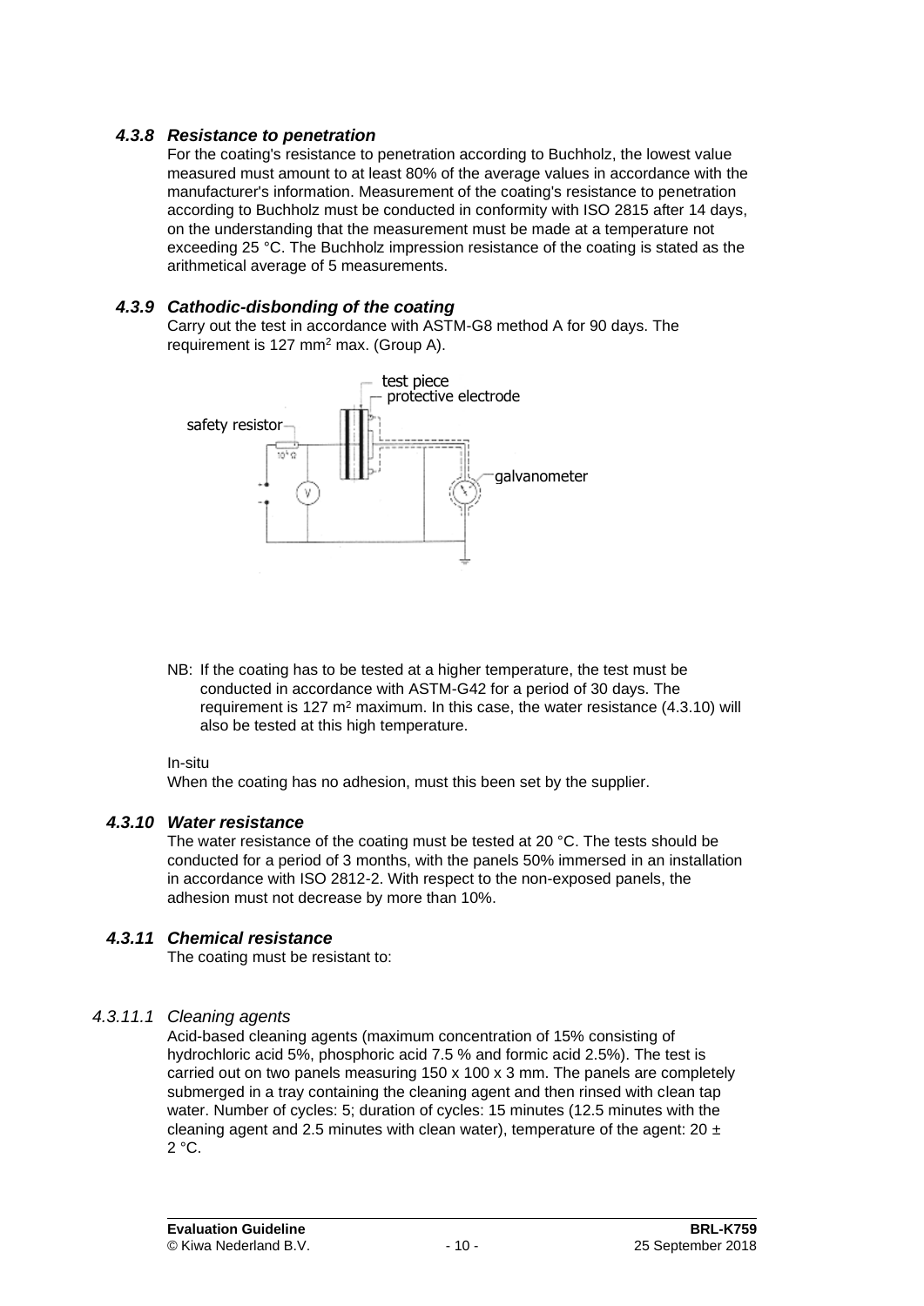### *4.3.8 Resistance to penetration*

For the coating's resistance to penetration according to Buchholz, the lowest value measured must amount to at least 80% of the average values in accordance with the manufacturer's information. Measurement of the coating's resistance to penetration according to Buchholz must be conducted in conformity with ISO 2815 after 14 days, on the understanding that the measurement must be made at a temperature not exceeding 25 °C. The Buchholz impression resistance of the coating is stated as the arithmetical average of 5 measurements.

### *4.3.9 Cathodic-disbonding of the coating*

Carry out the test in accordance with ASTM-G8 method A for 90 days. The requirement is 127 $mm^2$ max. (Group A).

NB: If the coating has to be tested at a higher temperature, the test must be conducted in accordance with ASTM-G42 for a period of 30 days. The requirement is 127 $m^2$ maximum. In this case, the water resistance (4.3.10) will also be tested at this high temperature.

In-situ

When the coating has no adhesion, must this been set by the supplier.

### *4.3.10 Water resistance*

The water resistance of the coating must be tested at 20 °C. The tests should be conducted for a period of 3 months, with the panels 50% immersed in an installation in accordance with ISO 2812-2. With respect to the non-exposed panels, the adhesion must not decrease by more than 10%.

### *4.3.11 Chemical resistance*

The coating must be resistant to:

#### *4.3.11.1 Cleaning agents*

Acid-based cleaning agents (maximum concentration of 15% consisting of hydrochloric acid 5%, phosphoric acid 7.5 % and formic acid 2.5%). The test is carried out on two panels measuring 150 x 100 x 3 mm. The panels are completely submerged in a tray containing the cleaning agent and then rinsed with clean tap water. Number of cycles: 5; duration of cycles: 15 minutes (12.5 minutes with the cleaning agent and 2.5 minutes with clean water), temperature of the agent: 20 ± 2 °C.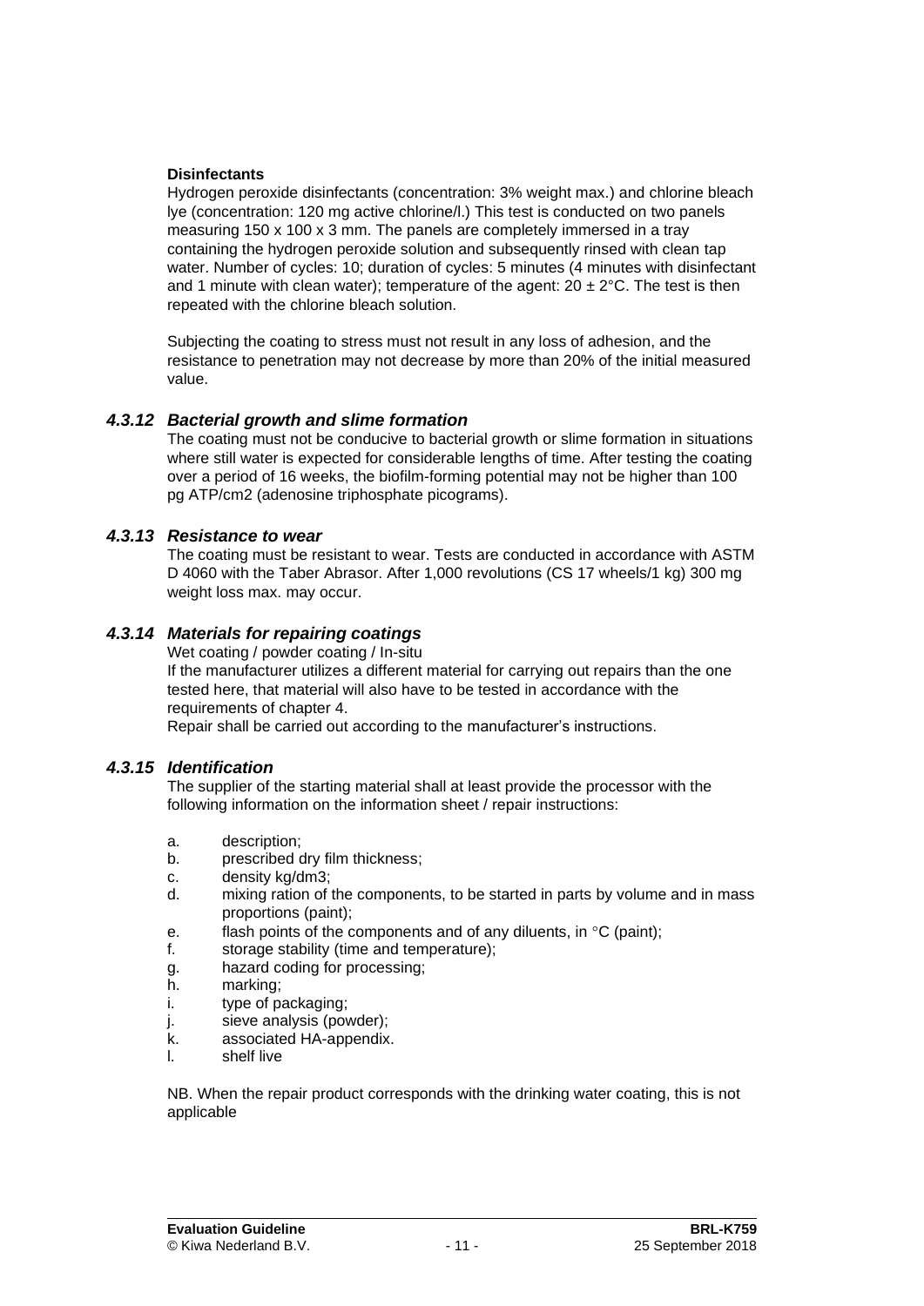**Disinfectants**

Hydrogen peroxide disinfectants (concentration: 3% weight max.) and chlorine bleach lye (concentration: 120 mg active chlorine/l.) This test is conducted on two panels measuring 150 x 100 x 3 mm. The panels are completely immersed in a tray containing the hydrogen peroxide solution and subsequently rinsed with clean tap water. Number of cycles: 10; duration of cycles: 5 minutes (4 minutes with disinfectant and 1 minute with clean water); temperature of the agent: 20 ± 2°C. The test is then repeated with the chlorine bleach solution.

Subjecting the coating to stress must not result in any loss of adhesion, and the resistance to penetration may not decrease by more than 20% of the initial measured value.

### *4.3.12 Bacterial growth and slime formation*

The coating must not be conducive to bacterial growth or slime formation in situations where still water is expected for considerable lengths of time. After testing the coating over a period of 16 weeks, the biofilm-forming potential may not be higher than 100 pg ATP/cm2 (adenosine triphosphate picograms).

### *4.3.13 Resistance to wear*

The coating must be resistant to wear. Tests are conducted in accordance with ASTM D 4060 with the Taber Abrasor. After 1,000 revolutions (CS 17 wheels/1 kg) 300 mg weight loss max. may occur.

### *4.3.14 Materials for repairing coatings*

Wet coating / powder coating / In-situ

If the manufacturer utilizes a different material for carrying out repairs than the one tested here, that material will also have to be tested in accordance with the requirements of chapter 4.

Repair shall be carried out according to the manufacturer's instructions.

### *4.3.15 Identification*

The supplier of the starting material shall at least provide the processor with the following information on the information sheet / repair instructions:

a. description;
b. prescribed dry film thickness;
c. density kg/dm3;
d. mixing ration of the components, to be started in parts by volume and in mass proportions (paint);
e. flash points of the components and of any diluents, in °C (paint);
f. storage stability (time and temperature);
g. hazard coding for processing;
h. marking;
i. type of packaging;
j. sieve analysis (powder);
k. associated HA-appendix.
l. shelf live

NB. When the repair product corresponds with the drinking water coating, this is not applicable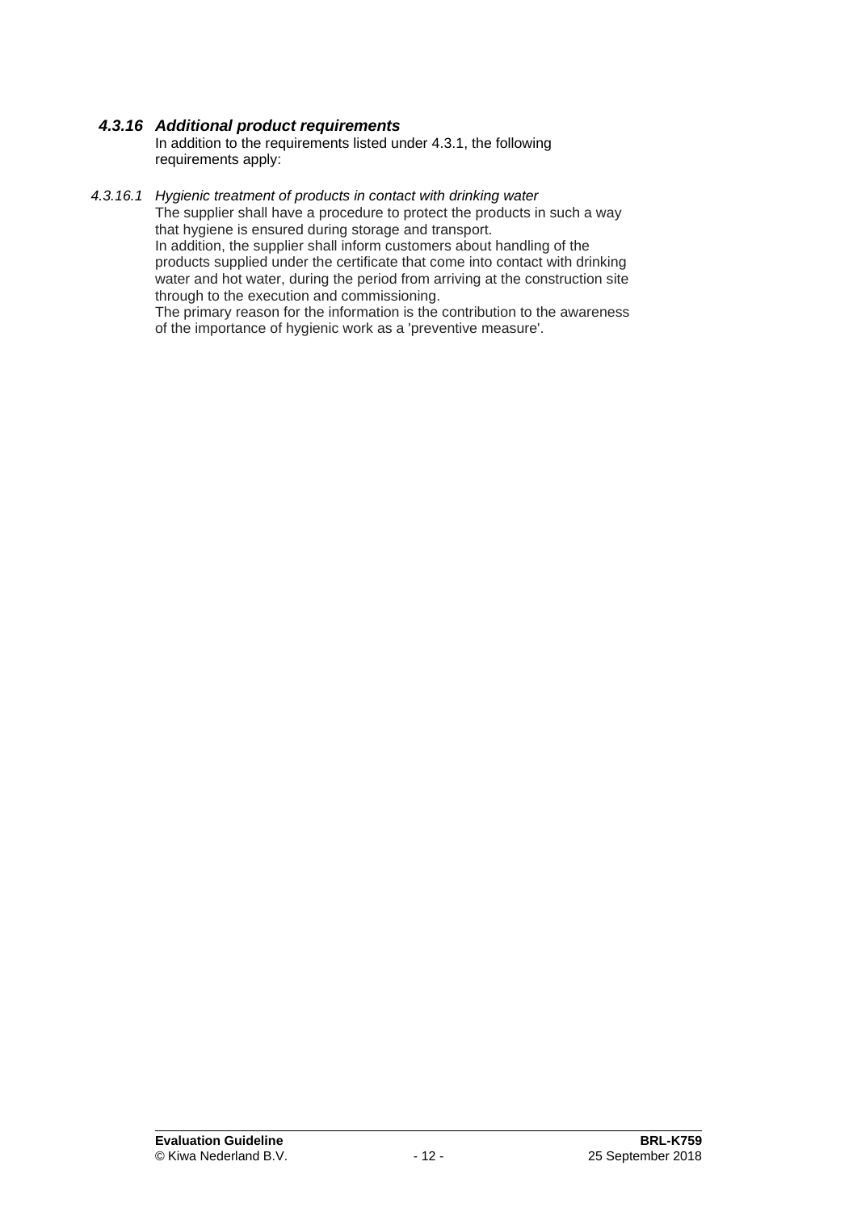#### *4.3.16 Additional product requirements*

In addition to the requirements listed under 4.3.1, the following requirements apply:

##### *4.3.16.1 Hygienic treatment of products in contact with drinking water*

The supplier shall have a procedure to protect the products in such a way that hygiene is ensured during storage and transport.
In addition, the supplier shall inform customers about handling of the products supplied under the certificate that come into contact with drinking water and hot water, during the period from arriving at the construction site through to the execution and commissioning.
The primary reason for the information is the contribution to the awareness of the importance of hygienic work as a 'preventive measure'.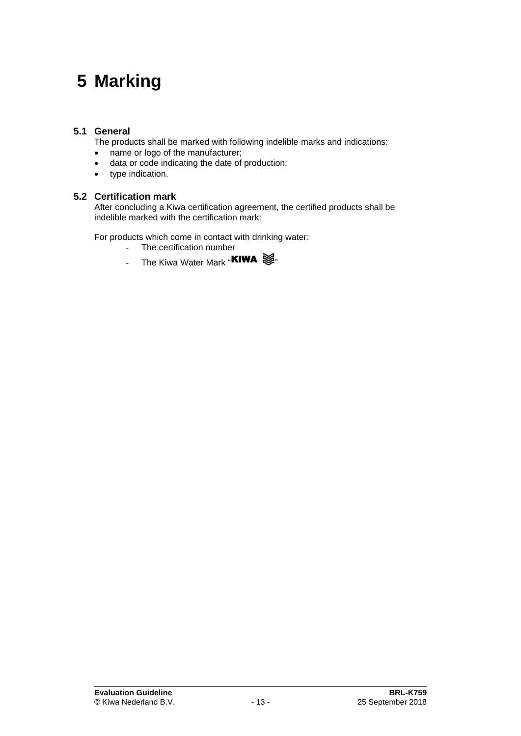# 5 Marking

## 5.1 General

The products shall be marked with following indelible marks and indications:

- name or logo of the manufacturer;
- data or code indicating the date of production;
- type indication.

## 5.2 Certification mark

After concluding a Kiwa certification agreement, the certified products shall be indelible marked with the certification mark:

For products which come in contact with drinking water:

- The certification number
- The Kiwa Water Mark "**KIWA**"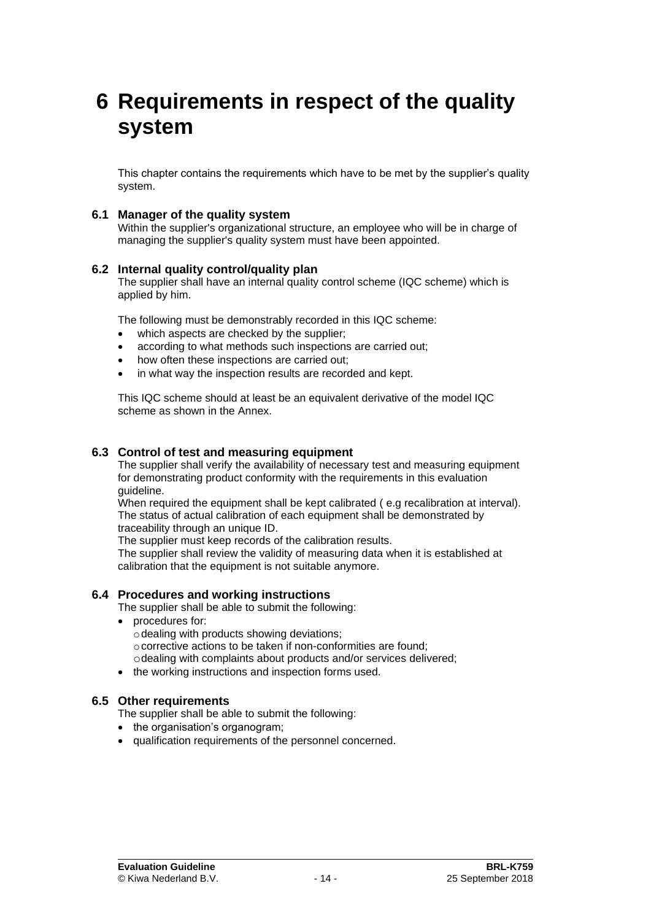// Markdown

# 6 Requirements in respect of the quality system

This chapter contains the requirements which have to be met by the supplier's quality system.

## 6.1 Manager of the quality system

Within the supplier's organizational structure, an employee who will be in charge of managing the supplier's quality system must have been appointed.

## 6.2 Internal quality control/quality plan

The supplier shall have an internal quality control scheme (IQC scheme) which is applied by him.

The following must be demonstrably recorded in this IQC scheme:

- which aspects are checked by the supplier;
- according to what methods such inspections are carried out;
- how often these inspections are carried out;
- in what way the inspection results are recorded and kept.

This IQC scheme should at least be an equivalent derivative of the model IQC scheme as shown in the Annex.

## 6.3 Control of test and measuring equipment

The supplier shall verify the availability of necessary test and measuring equipment for demonstrating product conformity with the requirements in this evaluation guideline.
When required the equipment shall be kept calibrated ( e.g recalibration at interval).
The status of actual calibration of each equipment shall be demonstrated by traceability through an unique ID.
The supplier must keep records of the calibration results.
The supplier shall review the validity of measuring data when it is established at calibration that the equipment is not suitable anymore.

## 6.4 Procedures and working instructions

The supplier shall be able to submit the following:

- procedures for:
    - dealing with products showing deviations;
    - corrective actions to be taken if non-conformities are found;
    - dealing with complaints about products and/or services delivered;
- the working instructions and inspection forms used.

## 6.5 Other requirements

The supplier shall be able to submit the following:

- the organisation's organogram;
- qualification requirements of the personnel concerned.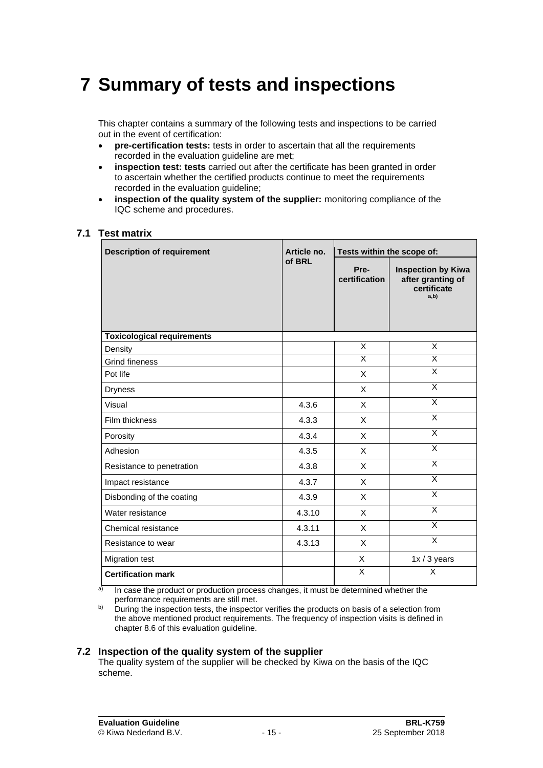# 7 Summary of tests and inspections

This chapter contains a summary of the following tests and inspections to be carried out in the event of certification:

- **pre-certification tests:** tests in order to ascertain that all the requirements recorded in the evaluation guideline are met;
- **inspection test: tests** carried out after the certificate has been granted in order to ascertain whether the certified products continue to meet the requirements recorded in the evaluation guideline;
- **inspection of the quality system of the supplier:** monitoring compliance of the IQC scheme and procedures.

## 7.1 Test matrix

| Description of requirement | Article no. of BRL | Tests within the scope of: | |
|---|---|---|---|
| | | Pre-certification | Inspection by Kiwa after granting of certificate a,b) |
| **Toxicological requirements** | | | |
| Density | | X | X |
| Grind fineness | | X | X |
| Pot life | | X | X |
| Dryness | | X | X |
| Visual | 4.3.6 | X | X |
| Film thickness | 4.3.3 | X | X |
| Porosity | 4.3.4 | X | X |
| Adhesion | 4.3.5 | X | X |
| Resistance to penetration | 4.3.8 | X | X |
| Impact resistance | 4.3.7 | X | X |
| Disbonding of the coating | 4.3.9 | X | X |
| Water resistance | 4.3.10 | X | X |
| Chemical resistance | 4.3.11 | X | X |
| Resistance to wear | 4.3.13 | X | X |
| Migration test | | X | 1x / 3 years |
| **Certification mark** | | X | X |

a) In case the product or production process changes, it must be determined whether the performance requirements are still met.

b) During the inspection tests, the inspector verifies the products on basis of a selection from the above mentioned product requirements. The frequency of inspection visits is defined in chapter 8.6 of this evaluation guideline.

## 7.2 Inspection of the quality system of the supplier

The quality system of the supplier will be checked by Kiwa on the basis of the IQC scheme.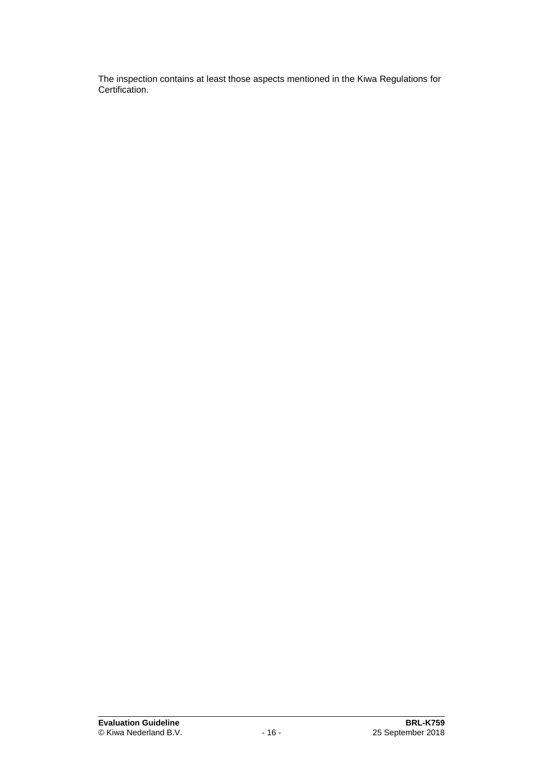The inspection contains at least those aspects mentioned in the Kiwa Regulations for Certification.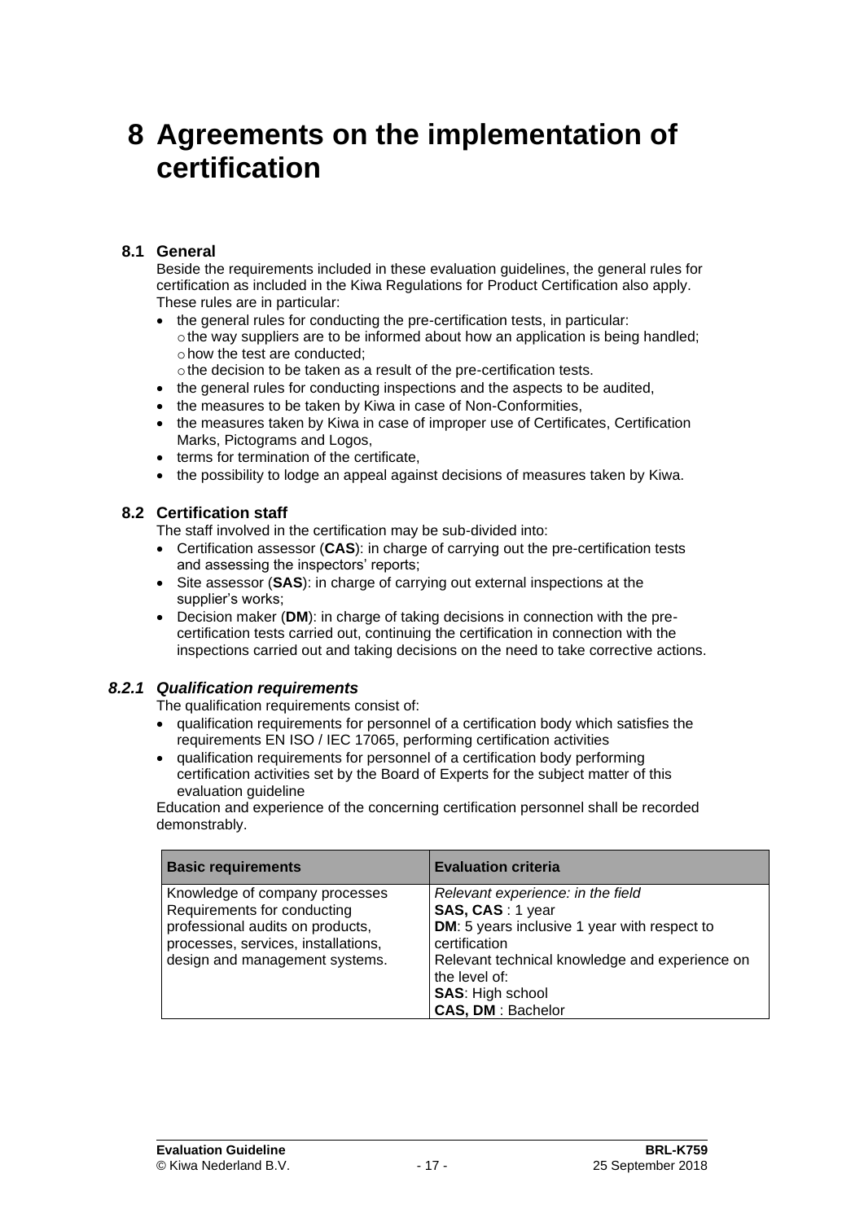# 8 Agreements on the implementation of certification

## 8.1 General

Beside the requirements included in these evaluation guidelines, the general rules for certification as included in the Kiwa Regulations for Product Certification also apply. These rules are in particular:

- the general rules for conducting the pre-certification tests, in particular:
  - the way suppliers are to be informed about how an application is being handled;
  - how the test are conducted;
  - the decision to be taken as a result of the pre-certification tests.
- the general rules for conducting inspections and the aspects to be audited,
- the measures to be taken by Kiwa in case of Non-Conformities,
- the measures taken by Kiwa in case of improper use of Certificates, Certification Marks, Pictograms and Logos,
- terms for termination of the certificate,
- the possibility to lodge an appeal against decisions of measures taken by Kiwa.

## 8.2 Certification staff

The staff involved in the certification may be sub-divided into:

- Certification assessor (**CAS**): in charge of carrying out the pre-certification tests and assessing the inspectors' reports;
- Site assessor (**SAS**): in charge of carrying out external inspections at the supplier's works;
- Decision maker (**DM**): in charge of taking decisions in connection with the pre-certification tests carried out, continuing the certification in connection with the inspections carried out and taking decisions on the need to take corrective actions.

### *8.2.1 Qualification requirements*

The qualification requirements consist of:

- qualification requirements for personnel of a certification body which satisfies the requirements EN ISO / IEC 17065, performing certification activities
- qualification requirements for personnel of a certification body performing certification activities set by the Board of Experts for the subject matter of this evaluation guideline

Education and experience of the concerning certification personnel shall be recorded demonstrably.

| Basic requirements | Evaluation criteria |
|---|---|
| Knowledge of company processes<br>Requirements for conducting professional audits on products, processes, services, installations, design and management systems. | *Relevant experience: in the field*<br>**SAS, CAS** : 1 year<br>**DM**: 5 years inclusive 1 year with respect to certification<br>Relevant technical knowledge and experience on the level of:<br>**SAS**: High school<br>**CAS, DM** : Bachelor |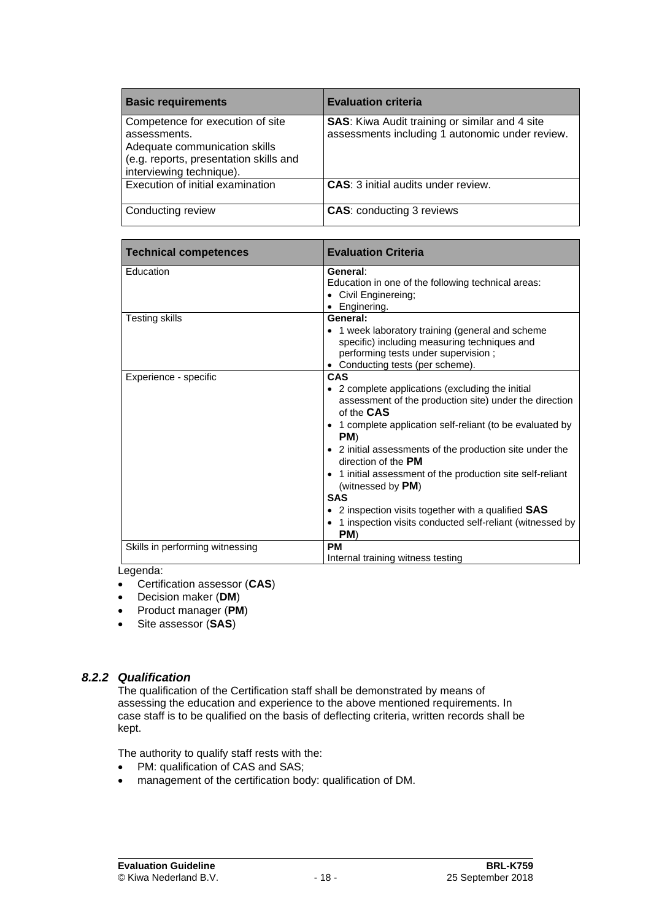| **Basic requirements** | **Evaluation criteria** |
|---|---|
| Competence for execution of site assessments.<br>Adequate communication skills (e.g. reports, presentation skills and interviewing technique). | **SAS**: Kiwa Audit training or similar and 4 site assessments including 1 autonomic under review. |
| Execution of initial examination | **CAS**: 3 initial audits under review. |
| Conducting review | **CAS**: conducting 3 reviews |

| **Technical competences** | **Evaluation Criteria** |
|---|---|
| Education | **General**:<br>Education in one of the following technical areas:<br>• Civil Enginereing;<br>• Enginering. |
| Testing skills | **General:**<br>• 1 week laboratory training (general and scheme specific) including measuring techniques and performing tests under supervision ;<br>• Conducting tests (per scheme). |
| Experience - specific | **CAS**<br>• 2 complete applications (excluding the initial assessment of the production site) under the direction of the **CAS**<br>• 1 complete application self-reliant (to be evaluated by **PM**)<br>• 2 initial assessments of the production site under the direction of the **PM**<br>• 1 initial assessment of the production site self-reliant (witnessed by **PM**)<br>**SAS**<br>• 2 inspection visits together with a qualified **SAS**<br>• 1 inspection visits conducted self-reliant (witnessed by **PM**) |
| Skills in performing witnessing | **PM**<br>Internal training witness testing |

Legenda:
- Certification assessor (**CAS**)
- Decision maker (**DM**)
- Product manager (**PM**)
- Site assessor (**SAS**)

### *8.2.2 Qualification*

The qualification of the Certification staff shall be demonstrated by means of assessing the education and experience to the above mentioned requirements. In case staff is to be qualified on the basis of deflecting criteria, written records shall be kept.

The authority to qualify staff rests with the:
- PM: qualification of CAS and SAS;
- management of the certification body: qualification of DM.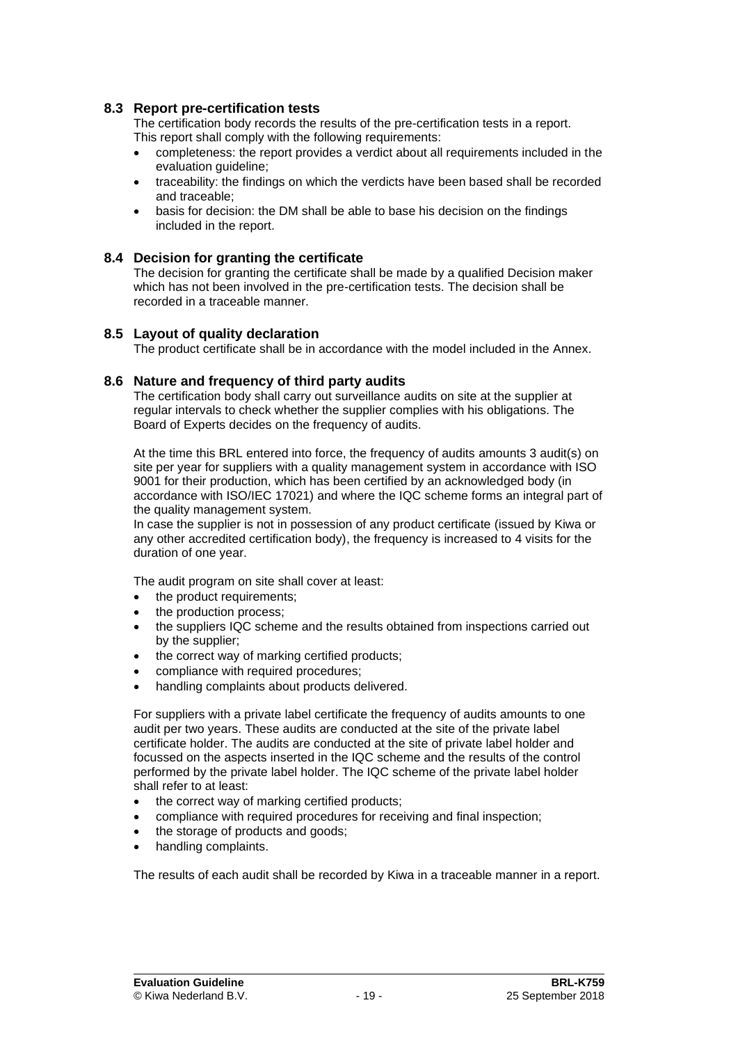## 8.3 Report pre-certification tests

The certification body records the results of the pre-certification tests in a report. This report shall comply with the following requirements:

- completeness: the report provides a verdict about all requirements included in the evaluation guideline;
- traceability: the findings on which the verdicts have been based shall be recorded and traceable;
- basis for decision: the DM shall be able to base his decision on the findings included in the report.

## 8.4 Decision for granting the certificate

The decision for granting the certificate shall be made by a qualified Decision maker which has not been involved in the pre-certification tests. The decision shall be recorded in a traceable manner.

## 8.5 Layout of quality declaration

The product certificate shall be in accordance with the model included in the Annex.

## 8.6 Nature and frequency of third party audits

The certification body shall carry out surveillance audits on site at the supplier at regular intervals to check whether the supplier complies with his obligations. The Board of Experts decides on the frequency of audits.

At the time this BRL entered into force, the frequency of audits amounts 3 audit(s) on site per year for suppliers with a quality management system in accordance with ISO 9001 for their production, which has been certified by an acknowledged body (in accordance with ISO/IEC 17021) and where the IQC scheme forms an integral part of the quality management system.
In case the supplier is not in possession of any product certificate (issued by Kiwa or any other accredited certification body), the frequency is increased to 4 visits for the duration of one year.

The audit program on site shall cover at least:

- the product requirements;
- the production process;
- the suppliers IQC scheme and the results obtained from inspections carried out by the supplier;
- the correct way of marking certified products;
- compliance with required procedures;
- handling complaints about products delivered.

For suppliers with a private label certificate the frequency of audits amounts to one audit per two years. These audits are conducted at the site of the private label certificate holder. The audits are conducted at the site of private label holder and focussed on the aspects inserted in the IQC scheme and the results of the control performed by the private label holder. The IQC scheme of the private label holder shall refer to at least:

- the correct way of marking certified products;
- compliance with required procedures for receiving and final inspection;
- the storage of products and goods;
- handling complaints.

The results of each audit shall be recorded by Kiwa in a traceable manner in a report.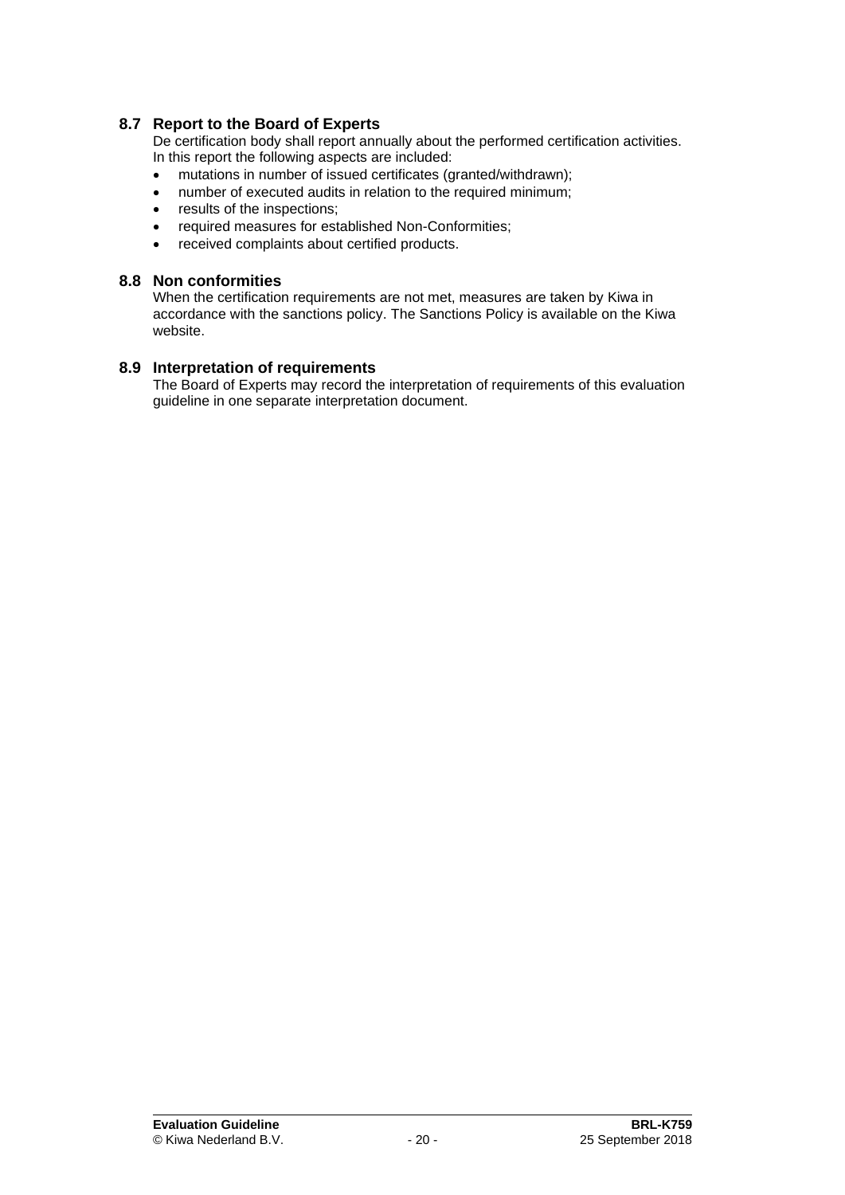## 8.7 Report to the Board of Experts

De certification body shall report annually about the performed certification activities. In this report the following aspects are included:

- mutations in number of issued certificates (granted/withdrawn);
- number of executed audits in relation to the required minimum;
- results of the inspections;
- required measures for established Non-Conformities;
- received complaints about certified products.

## 8.8 Non conformities

When the certification requirements are not met, measures are taken by Kiwa in accordance with the sanctions policy. The Sanctions Policy is available on the Kiwa website.

## 8.9 Interpretation of requirements

The Board of Experts may record the interpretation of requirements of this evaluation guideline in one separate interpretation document.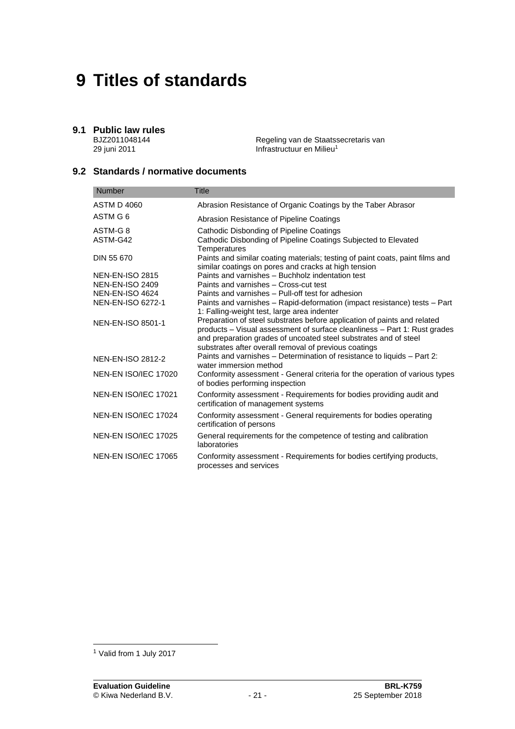# 9 Titles of standards

## 9.1 Public law rules

BJZ2011048144
29 juni 2011

Regeling van de Staatssecretaris van Infrastructuur en Milieu[1]

## 9.2 Standards / normative documents

| Number | Title |
|---|---|
| ASTM D 4060 | Abrasion Resistance of Organic Coatings by the Taber Abrasor |
| ASTM G 6 | Abrasion Resistance of Pipeline Coatings |
| ASTM-G 8 | Cathodic Disbonding of Pipeline Coatings |
| ASTM-G42 | Cathodic Disbonding of Pipeline Coatings Subjected to Elevated Temperatures |
| DIN 55 670 | Paints and similar coating materials; testing of paint coats, paint films and similar coatings on pores and cracks at high tension |
| NEN-EN-ISO 2815 | Paints and varnishes – Buchholz indentation test |
| NEN-EN-ISO 2409 | Paints and varnishes – Cross-cut test |
| NEN-EN-ISO 4624 | Paints and varnishes – Pull-off test for adhesion |
| NEN-EN-ISO 6272-1 | Paints and varnishes – Rapid-deformation (impact resistance) tests – Part 1: Falling-weight test, large area indenter |
| NEN-EN-ISO 8501-1 | Preparation of steel substrates before application of paints and related products – Visual assessment of surface cleanliness – Part 1: Rust grades and preparation grades of uncoated steel substrates and of steel substrates after overall removal of previous coatings |
| NEN-EN-ISO 2812-2 | Paints and varnishes – Determination of resistance to liquids – Part 2: water immersion method |
| NEN-EN ISO/IEC 17020 | Conformity assessment - General criteria for the operation of various types of bodies performing inspection |
| NEN-EN ISO/IEC 17021 | Conformity assessment - Requirements for bodies providing audit and certification of management systems |
| NEN-EN ISO/IEC 17024 | Conformity assessment - General requirements for bodies operating certification of persons |
| NEN-EN ISO/IEC 17025 | General requirements for the competence of testing and calibration laboratories |
| NEN-EN ISO/IEC 17065 | Conformity assessment - Requirements for bodies certifying products, processes and services |

[1] Valid from 1 July 2017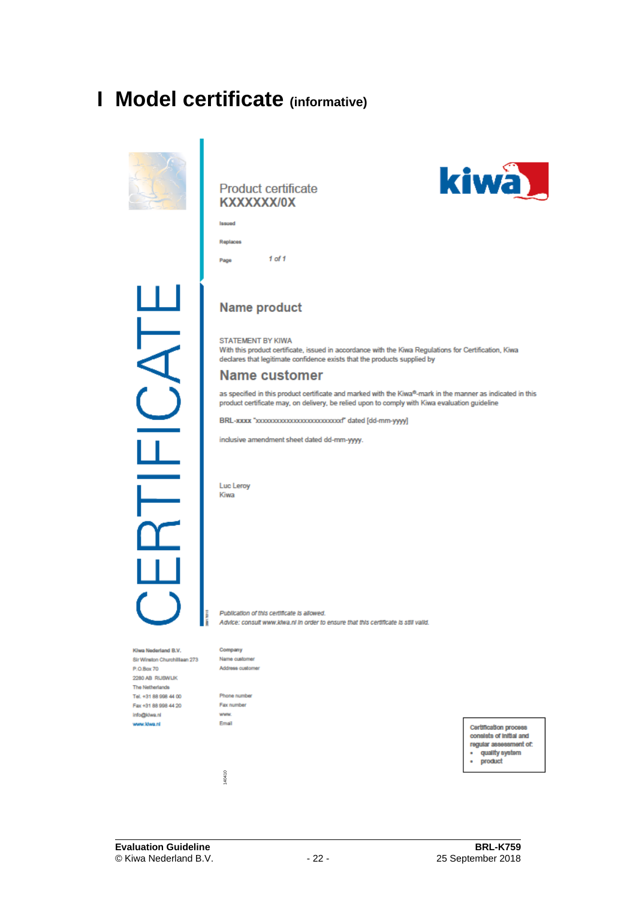# I Model certificate (informative)

CERTIFICATE

Product certificate
**KXXXXXX/0X**

Issued

Replaces

Page 1 of 1

kiwa

## Name product

STATEMENT BY KIWA
With this product certificate, issued in accordance with the Kiwa Regulations for Certification, Kiwa declares that legitimate confidence exists that the products supplied by

## Name customer

as specified in this product certificate and marked with the Kiwa®-mark in the manner as indicated in this product certificate may, on delivery, be relied upon to comply with Kiwa evaluation guideline

BRL-xxxx "xxxxxxxxxxxxxxxxxxxxxxxxxxxf" dated [dd-mm-yyyy]

inclusive amendment sheet dated dd-mm-yyyy.

Luc Leroy
Kiwa

*Publication of this certificate is allowed.*
*Advice: consult www.kiwa.nl in order to ensure that this certificate is still valid.*

Kiwa Nederland B.V.
Sir Winston Churchilllaan 273
P.O.Box 70
2280 AB RIJSWIJK
The Netherlands
Tel. +31 88 998 44 00
Fax +31 88 998 44 20
info@kiwa.nl
www.kiwa.nl

Company
Name customer
Address customer

Phone number
Fax number
www.
Email

Certification process consists of initial and regular assessment of:
- quality system
- product

140410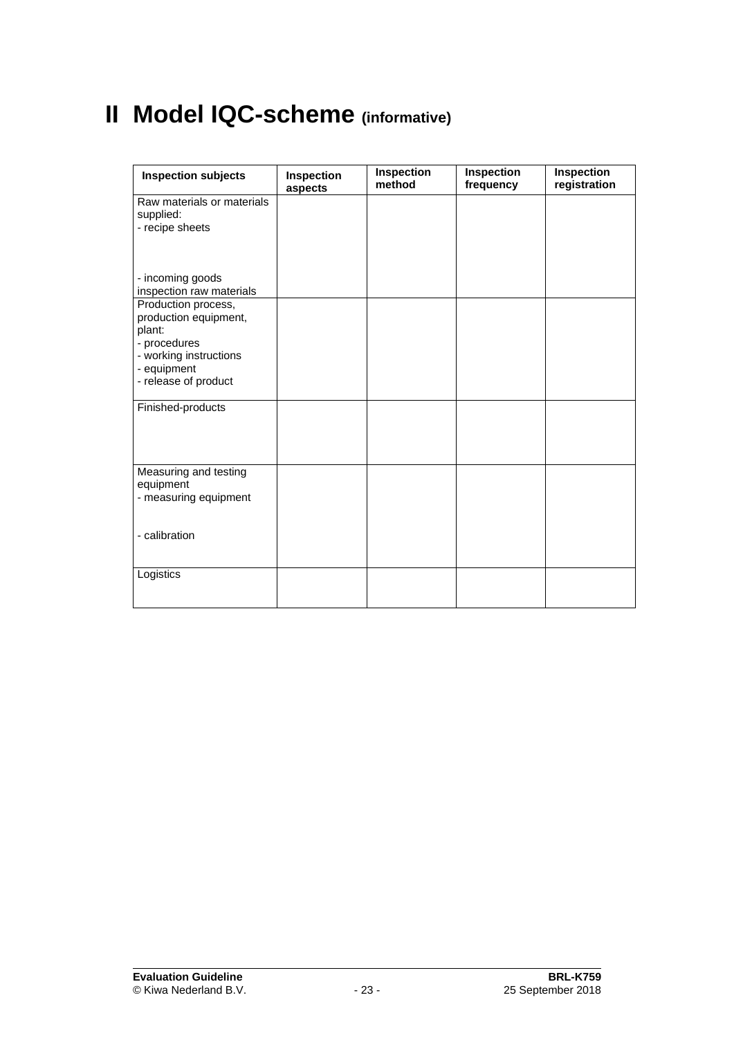# II Model IQC-scheme (informative)

| Inspection subjects | Inspection aspects | Inspection method | Inspection frequency | Inspection registration |
|---|---|---|---|---|
| Raw materials or materials supplied:<br>- recipe sheets<br><br>- incoming goods inspection raw materials | | | | |
| Production process, production equipment, plant:<br>- procedures<br>- working instructions<br>- equipment<br>- release of product | | | | |
| Finished-products | | | | |
| Measuring and testing equipment<br>- measuring equipment<br><br>- calibration | | | | |
| Logistics | | | | |